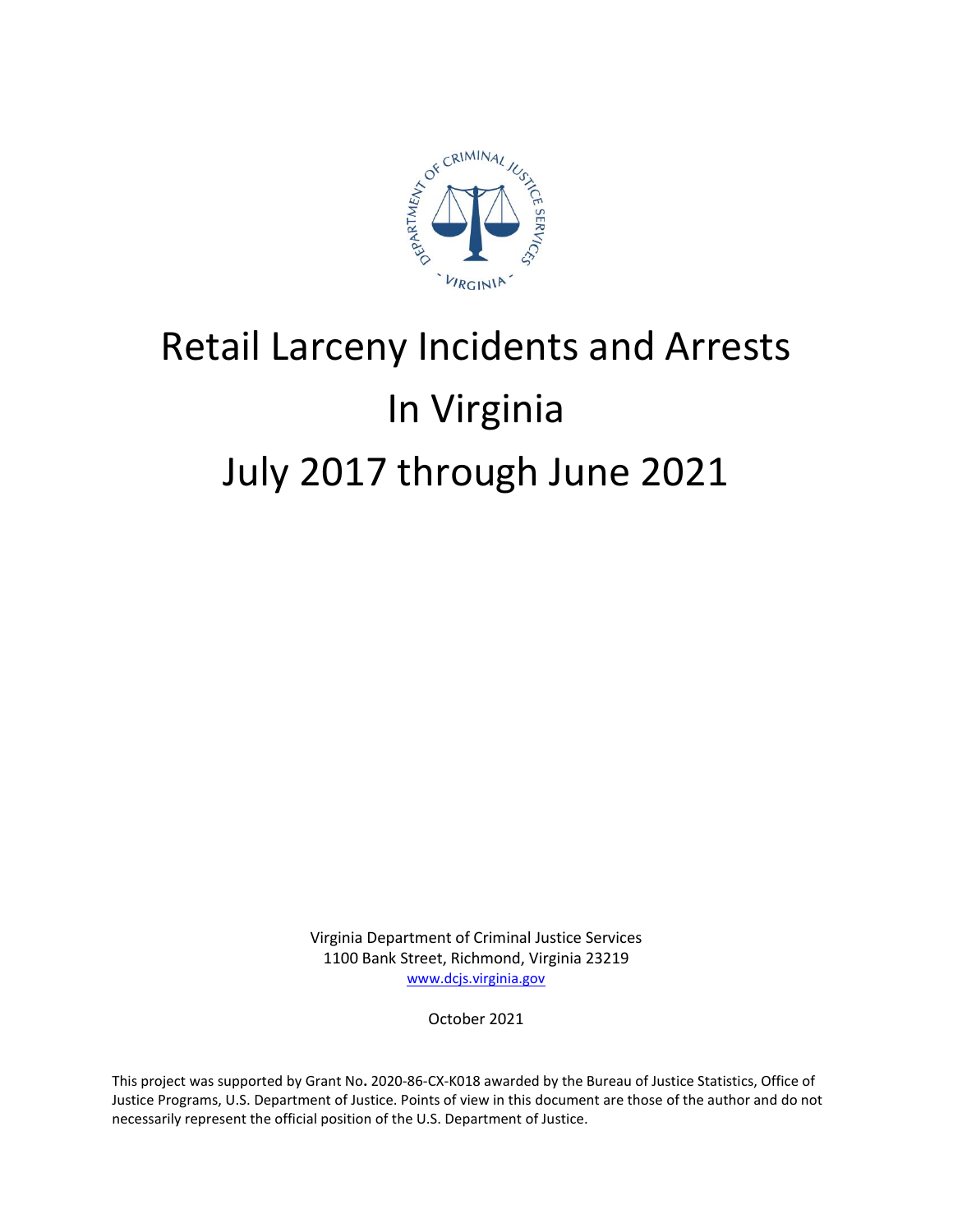# Retail Larceny Incidents and Arrests In Virginia July 2017 through June 2021

Virginia Department of Criminal Justice Services
1100 Bank Street, Richmond, Virginia 23219
www.dcjs.virginia.gov

October 2021

This project was supported by Grant No. 2020-86-CX-K018 awarded by the Bureau of Justice Statistics, Office of Justice Programs, U.S. Department of Justice. Points of view in this document are those of the author and do not necessarily represent the official position of the U.S. Department of Justice.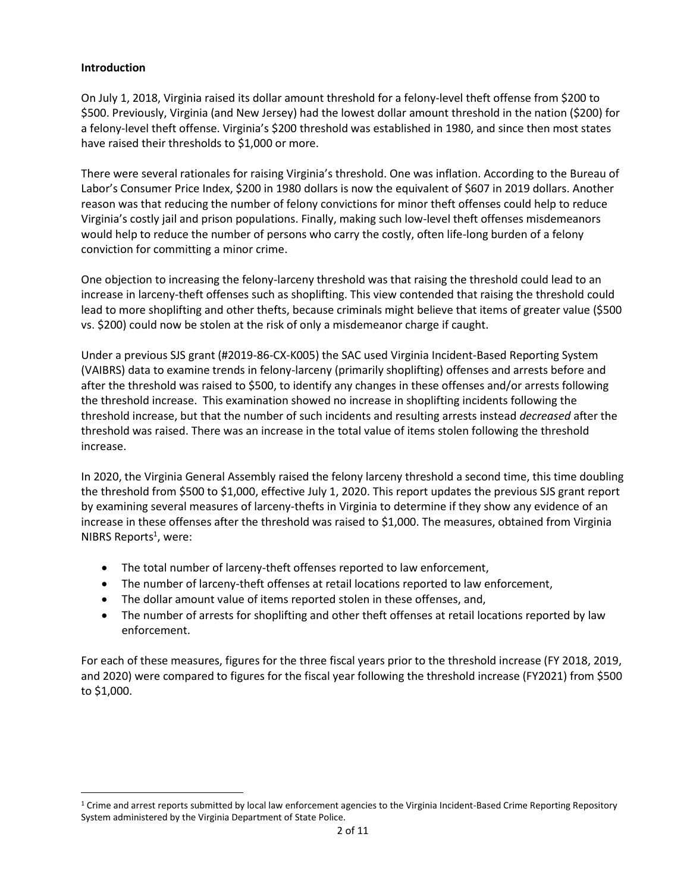**Introduction**

On July 1, 2018, Virginia raised its dollar amount threshold for a felony-level theft offense from $200 to $500. Previously, Virginia (and New Jersey) had the lowest dollar amount threshold in the nation ($200) for a felony-level theft offense. Virginia's $200 threshold was established in 1980, and since then most states have raised their thresholds to $1,000 or more.

There were several rationales for raising Virginia's threshold. One was inflation. According to the Bureau of Labor's Consumer Price Index, $200 in 1980 dollars is now the equivalent of $607 in 2019 dollars. Another reason was that reducing the number of felony convictions for minor theft offenses could help to reduce Virginia's costly jail and prison populations. Finally, making such low-level theft offenses misdemeanors would help to reduce the number of persons who carry the costly, often life-long burden of a felony conviction for committing a minor crime.

One objection to increasing the felony-larceny threshold was that raising the threshold could lead to an increase in larceny-theft offenses such as shoplifting. This view contended that raising the threshold could lead to more shoplifting and other thefts, because criminals might believe that items of greater value ($500 vs. $200) could now be stolen at the risk of only a misdemeanor charge if caught.

Under a previous SJS grant (#2019-86-CX-K005) the SAC used Virginia Incident-Based Reporting System (VAIBRS) data to examine trends in felony-larceny (primarily shoplifting) offenses and arrests before and after the threshold was raised to $500, to identify any changes in these offenses and/or arrests following the threshold increase. This examination showed no increase in shoplifting incidents following the threshold increase, but that the number of such incidents and resulting arrests instead *decreased* after the threshold was raised. There was an increase in the total value of items stolen following the threshold increase.

In 2020, the Virginia General Assembly raised the felony larceny threshold a second time, this time doubling the threshold from $500 to $1,000, effective July 1, 2020. This report updates the previous SJS grant report by examining several measures of larceny-thefts in Virginia to determine if they show any evidence of an increase in these offenses after the threshold was raised to $1,000. The measures, obtained from Virginia NIBRS Reports[1], were:

- The total number of larceny-theft offenses reported to law enforcement,
- The number of larceny-theft offenses at retail locations reported to law enforcement,
- The dollar amount value of items reported stolen in these offenses, and,
- The number of arrests for shoplifting and other theft offenses at retail locations reported by law enforcement.

For each of these measures, figures for the three fiscal years prior to the threshold increase (FY 2018, 2019, and 2020) were compared to figures for the fiscal year following the threshold increase (FY2021) from $500 to $1,000.

---

[1] Crime and arrest reports submitted by local law enforcement agencies to the Virginia Incident-Based Crime Reporting Repository System administered by the Virginia Department of State Police.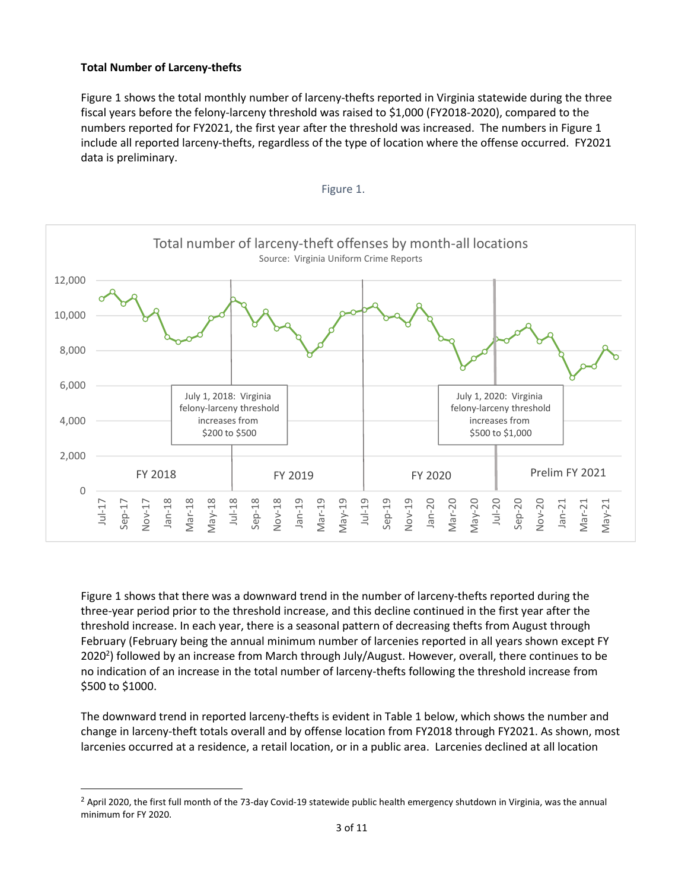**Total Number of Larceny-thefts**

Figure 1 shows the total monthly number of larceny-thefts reported in Virginia statewide during the three fiscal years before the felony-larceny threshold was raised to $1,000 (FY2018-2020), compared to the numbers reported for FY2021, the first year after the threshold was increased. The numbers in Figure 1 include all reported larceny-thefts, regardless of the type of location where the offense occurred. FY2021 data is preliminary.

Figure 1.

Figure 1 shows that there was a downward trend in the number of larceny-thefts reported during the three-year period prior to the threshold increase, and this decline continued in the first year after the threshold increase. In each year, there is a seasonal pattern of decreasing thefts from August through February (February being the annual minimum number of larcenies reported in all years shown except FY 2020[2]) followed by an increase from March through July/August. However, overall, there continues to be no indication of an increase in the total number of larceny-thefts following the threshold increase from $500 to $1000.

The downward trend in reported larceny-thefts is evident in Table 1 below, which shows the number and change in larceny-theft totals overall and by offense location from FY2018 through FY2021. As shown, most larcenies occurred at a residence, a retail location, or in a public area. Larcenies declined at all location

[2] April 2020, the first full month of the 73-day Covid-19 statewide public health emergency shutdown in Virginia, was the annual minimum for FY 2020.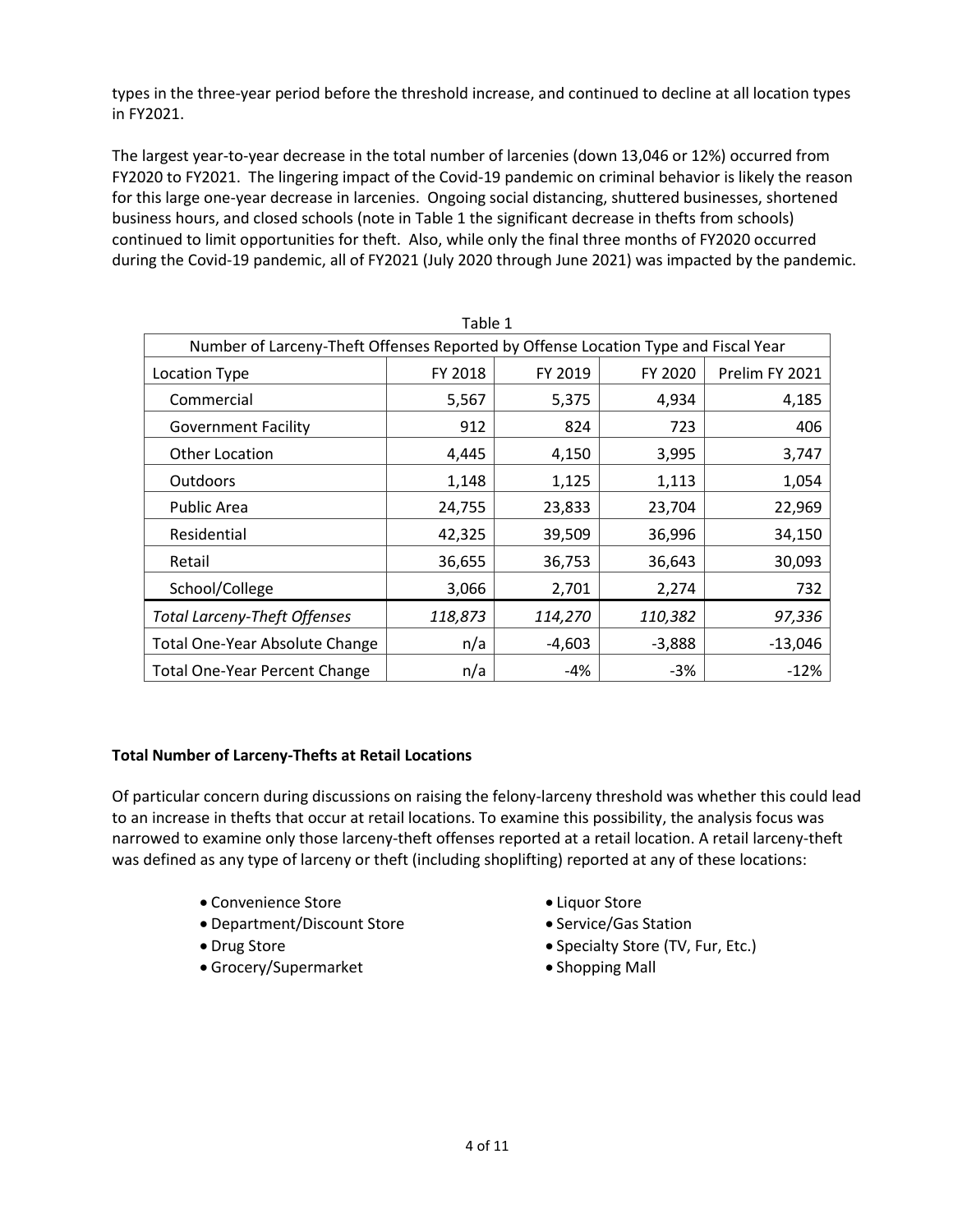types in the three-year period before the threshold increase, and continued to decline at all location types in FY2021.

The largest year-to-year decrease in the total number of larcenies (down 13,046 or 12%) occurred from FY2020 to FY2021. The lingering impact of the Covid-19 pandemic on criminal behavior is likely the reason for this large one-year decrease in larcenies. Ongoing social distancing, shuttered businesses, shortened business hours, and closed schools (note in Table 1 the significant decrease in thefts from schools) continued to limit opportunities for theft. Also, while only the final three months of FY2020 occurred during the Covid-19 pandemic, all of FY2021 (July 2020 through June 2021) was impacted by the pandemic.

Table 1

| Number of Larceny-Theft Offenses Reported by Offense Location Type and Fiscal Year | | | | |
|---|---|---|---|---|
| Location Type | FY 2018 | FY 2019 | FY 2020 | Prelim FY 2021 |
| Commercial | 5,567 | 5,375 | 4,934 | 4,185 |
| Government Facility | 912 | 824 | 723 | 406 |
| Other Location | 4,445 | 4,150 | 3,995 | 3,747 |
| Outdoors | 1,148 | 1,125 | 1,113 | 1,054 |
| Public Area | 24,755 | 23,833 | 23,704 | 22,969 |
| Residential | 42,325 | 39,509 | 36,996 | 34,150 |
| Retail | 36,655 | 36,753 | 36,643 | 30,093 |
| School/College | 3,066 | 2,701 | 2,274 | 732 |
| *Total Larceny-Theft Offenses* | *118,873* | *114,270* | *110,382* | *97,336* |
| Total One-Year Absolute Change | n/a | -4,603 | -3,888 | -13,046 |
| Total One-Year Percent Change | n/a | -4% | -3% | -12% |

**Total Number of Larceny-Thefts at Retail Locations**

Of particular concern during discussions on raising the felony-larceny threshold was whether this could lead to an increase in thefts that occur at retail locations. To examine this possibility, the analysis focus was narrowed to examine only those larceny-theft offenses reported at a retail location. A retail larceny-theft was defined as any type of larceny or theft (including shoplifting) reported at any of these locations:

- Convenience Store
- Department/Discount Store
- Drug Store
- Grocery/Supermarket
- Liquor Store
- Service/Gas Station
- Specialty Store (TV, Fur, Etc.)
- Shopping Mall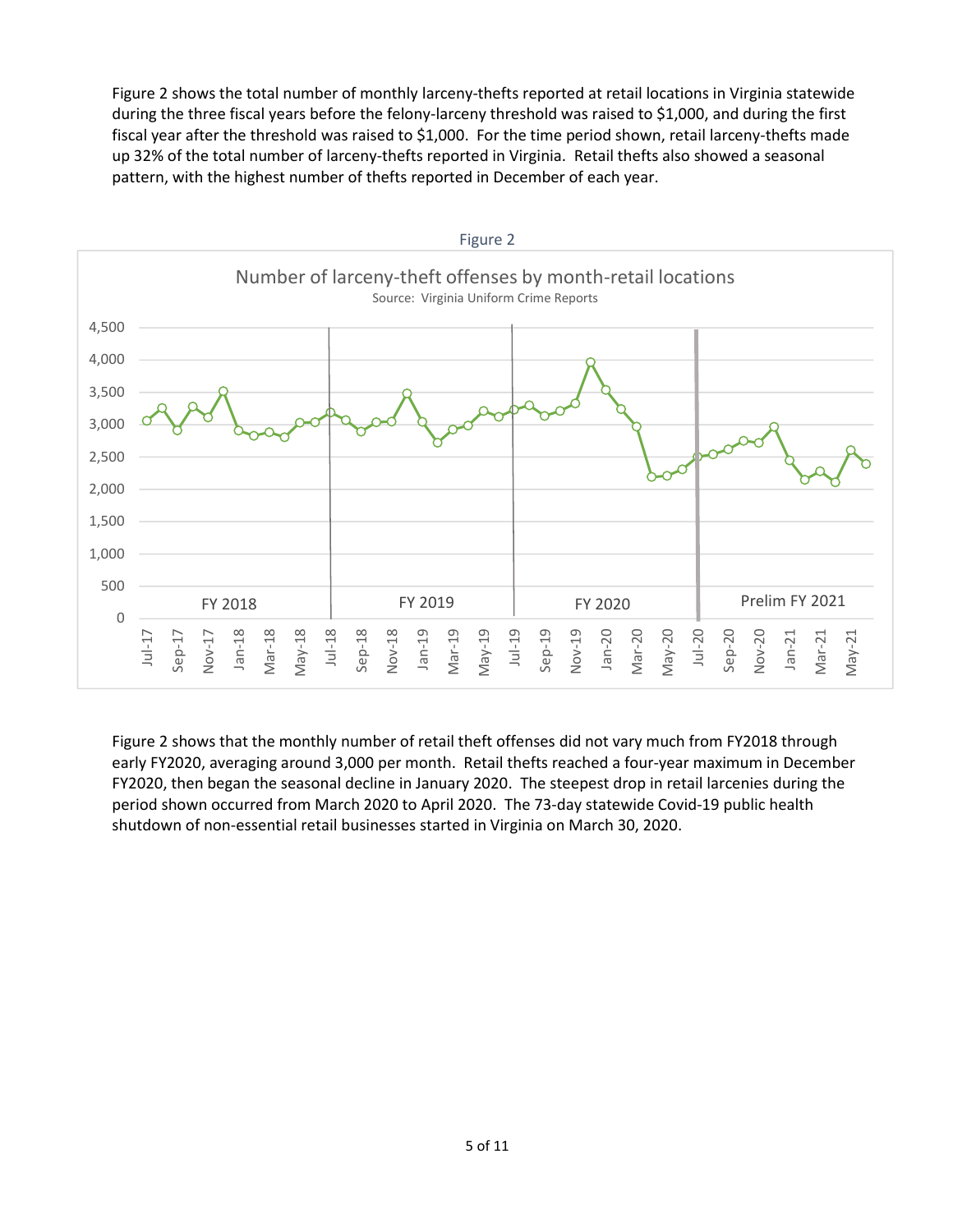Figure 2 shows the total number of monthly larceny-thefts reported at retail locations in Virginia statewide during the three fiscal years before the felony-larceny threshold was raised to $1,000, and during the first fiscal year after the threshold was raised to $1,000. For the time period shown, retail larceny-thefts made up 32% of the total number of larceny-thefts reported in Virginia. Retail thefts also showed a seasonal pattern, with the highest number of thefts reported in December of each year.

Figure 2

Figure 2 shows that the monthly number of retail theft offenses did not vary much from FY2018 through early FY2020, averaging around 3,000 per month. Retail thefts reached a four-year maximum in December FY2020, then began the seasonal decline in January 2020. The steepest drop in retail larcenies during the period shown occurred from March 2020 to April 2020. The 73-day statewide Covid-19 public health shutdown of non-essential retail businesses started in Virginia on March 30, 2020.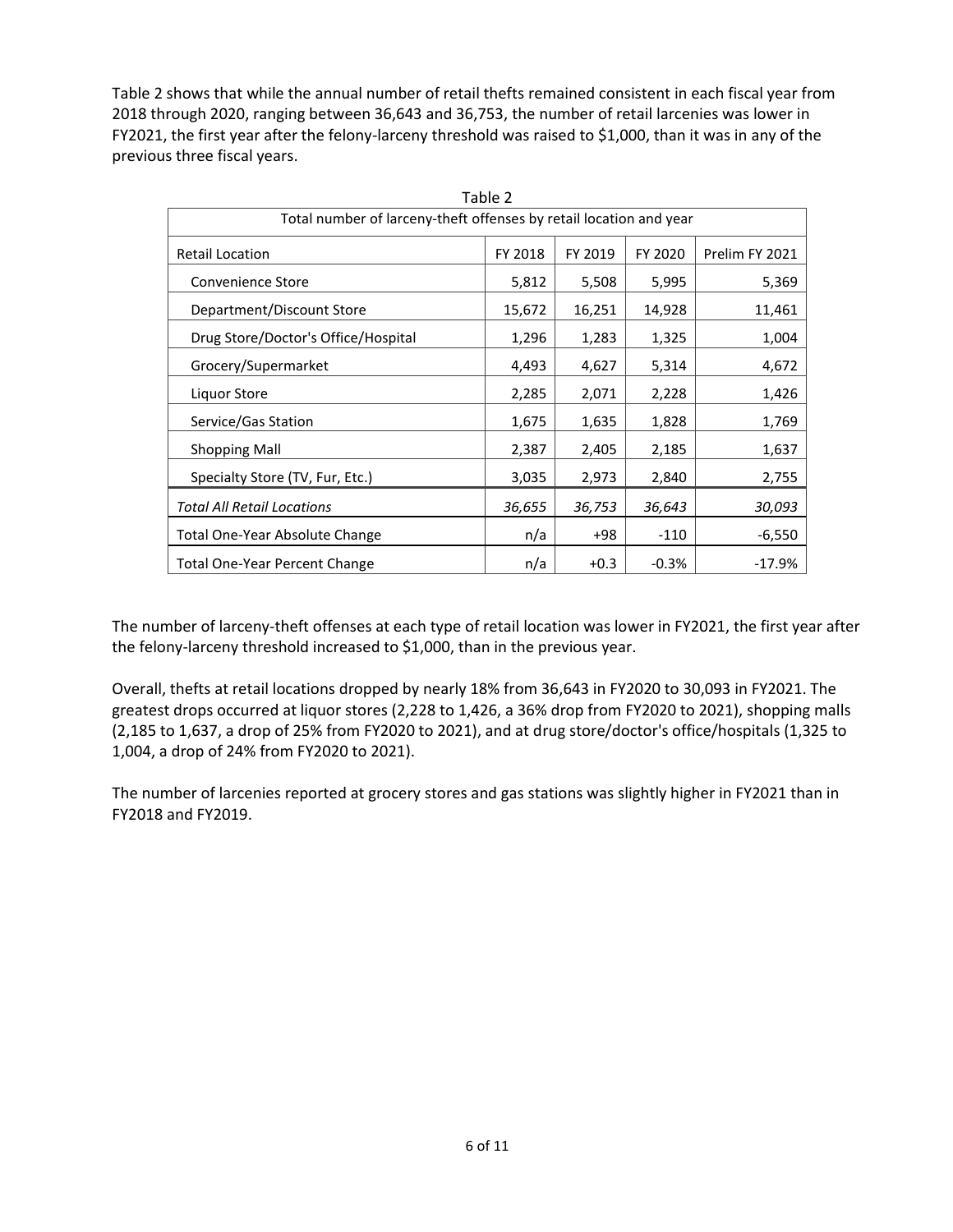Table 2 shows that while the annual number of retail thefts remained consistent in each fiscal year from 2018 through 2020, ranging between 36,643 and 36,753, the number of retail larcenies was lower in FY2021, the first year after the felony-larceny threshold was raised to $1,000, than it was in any of the previous three fiscal years.

Table 2

| Total number of larceny-theft offenses by retail location and year | | | | |
|---|---|---|---|---|
| Retail Location | FY 2018 | FY 2019 | FY 2020 | Prelim FY 2021 |
| Convenience Store | 5,812 | 5,508 | 5,995 | 5,369 |
| Department/Discount Store | 15,672 | 16,251 | 14,928 | 11,461 |
| Drug Store/Doctor's Office/Hospital | 1,296 | 1,283 | 1,325 | 1,004 |
| Grocery/Supermarket | 4,493 | 4,627 | 5,314 | 4,672 |
| Liquor Store | 2,285 | 2,071 | 2,228 | 1,426 |
| Service/Gas Station | 1,675 | 1,635 | 1,828 | 1,769 |
| Shopping Mall | 2,387 | 2,405 | 2,185 | 1,637 |
| Specialty Store (TV, Fur, Etc.) | 3,035 | 2,973 | 2,840 | 2,755 |
| *Total All Retail Locations* | *36,655* | *36,753* | *36,643* | *30,093* |
| Total One-Year Absolute Change | n/a | +98 | -110 | -6,550 |
| Total One-Year Percent Change | n/a | +0.3 | -0.3% | -17.9% |

The number of larceny-theft offenses at each type of retail location was lower in FY2021, the first year after the felony-larceny threshold increased to $1,000, than in the previous year.

Overall, thefts at retail locations dropped by nearly 18% from 36,643 in FY2020 to 30,093 in FY2021. The greatest drops occurred at liquor stores (2,228 to 1,426, a 36% drop from FY2020 to 2021), shopping malls (2,185 to 1,637, a drop of 25% from FY2020 to 2021), and at drug store/doctor's office/hospitals (1,325 to 1,004, a drop of 24% from FY2020 to 2021).

The number of larcenies reported at grocery stores and gas stations was slightly higher in FY2021 than in FY2018 and FY2019.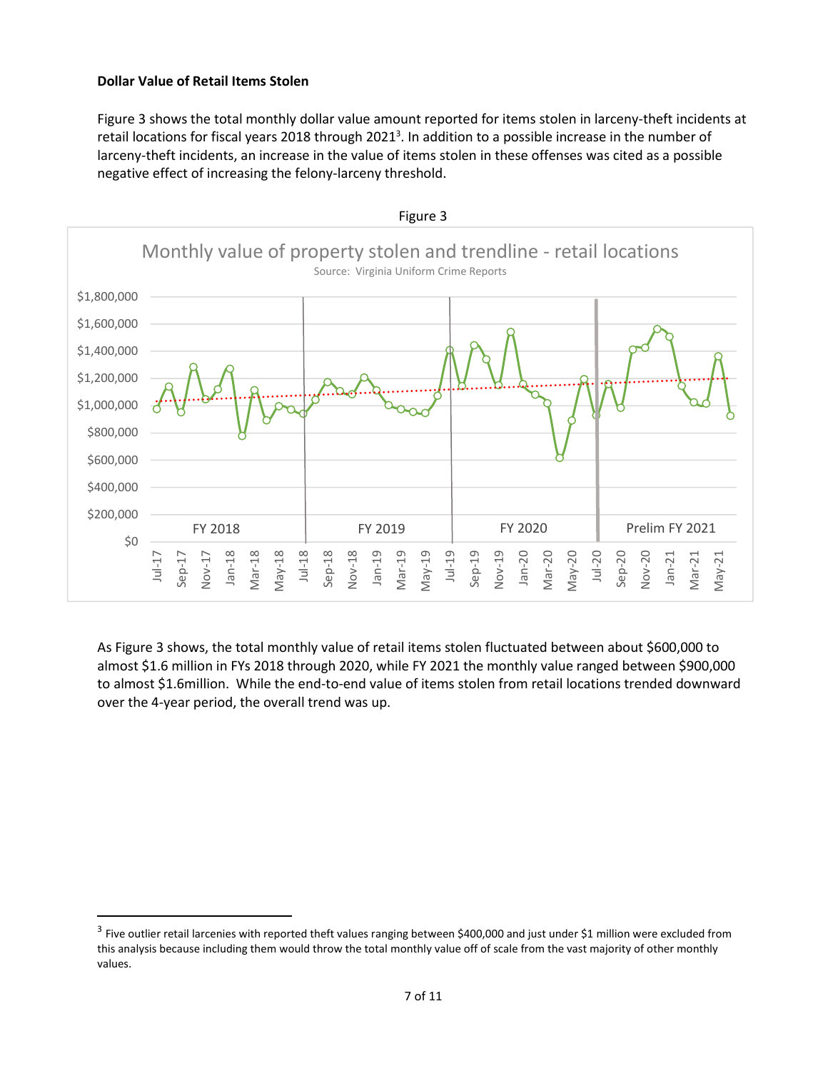**Dollar Value of Retail Items Stolen**

Figure 3 shows the total monthly dollar value amount reported for items stolen in larceny-theft incidents at retail locations for fiscal years 2018 through 2021[3]. In addition to a possible increase in the number of larceny-theft incidents, an increase in the value of items stolen in these offenses was cited as a possible negative effect of increasing the felony-larceny threshold.

Figure 3

As Figure 3 shows, the total monthly value of retail items stolen fluctuated between about $600,000 to almost $1.6 million in FYs 2018 through 2020, while FY 2021 the monthly value ranged between $900,000 to almost $1.6million. While the end-to-end value of items stolen from retail locations trended downward over the 4-year period, the overall trend was up.

[3] Five outlier retail larcenies with reported theft values ranging between $400,000 and just under $1 million were excluded from this analysis because including them would throw the total monthly value off of scale from the vast majority of other monthly values.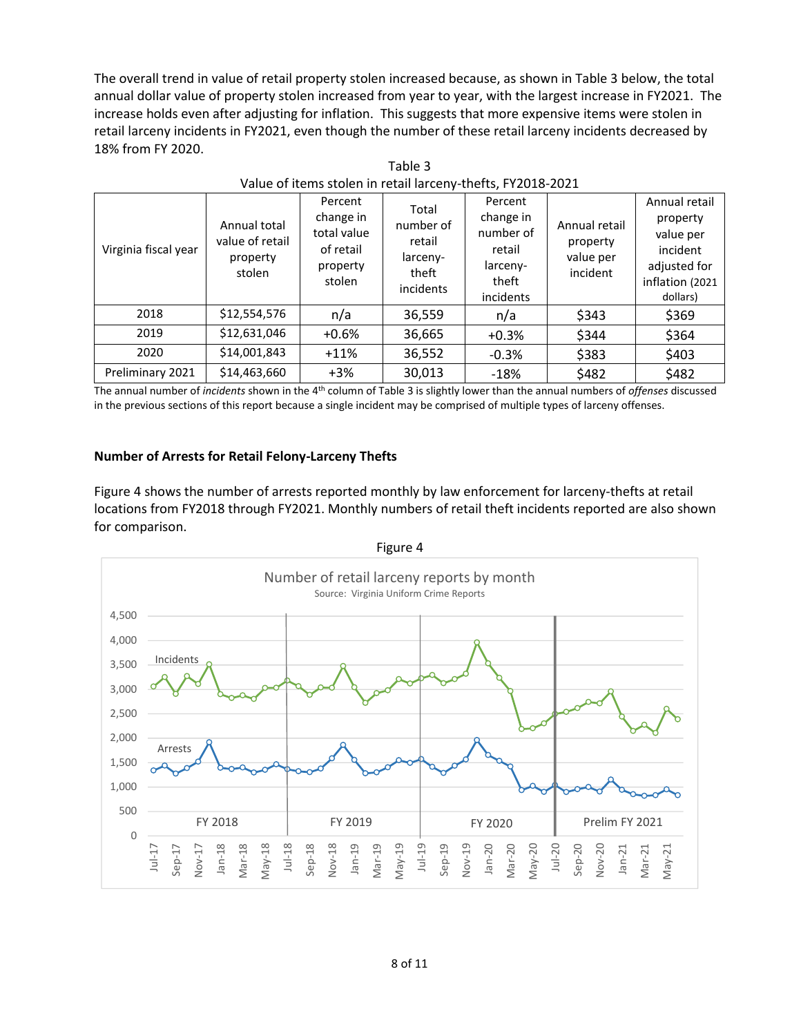The overall trend in value of retail property stolen increased because, as shown in Table 3 below, the total annual dollar value of property stolen increased from year to year, with the largest increase in FY2021. The increase holds even after adjusting for inflation. This suggests that more expensive items were stolen in retail larceny incidents in FY2021, even though the number of these retail larceny incidents decreased by 18% from FY 2020.

Table 3
Value of items stolen in retail larceny-thefts, FY2018-2021

| Virginia fiscal year | Annual total value of retail property stolen | Percent change in total value of retail property stolen | Total number of retail larceny-theft incidents | Percent change in number of retail larceny-theft incidents | Annual retail property value per incident | Annual retail property value per incident adjusted for inflation (2021 dollars) |
|---|---|---|---|---|---|---|
| 2018 | $12,554,576 | n/a | 36,559 | n/a | $343 | $369 |
| 2019 | $12,631,046 | +0.6% | 36,665 | +0.3% | $344 | $364 |
| 2020 | $14,001,843 | +11% | 36,552 | -0.3% | $383 | $403 |
| Preliminary 2021 | $14,463,660 | +3% | 30,013 | -18% | $482 | $482 |

The annual number of *incidents* shown in the 4th column of Table 3 is slightly lower than the annual numbers of *offenses* discussed in the previous sections of this report because a single incident may be comprised of multiple types of larceny offenses.

**Number of Arrests for Retail Felony-Larceny Thefts**

Figure 4 shows the number of arrests reported monthly by law enforcement for larceny-thefts at retail locations from FY2018 through FY2021. Monthly numbers of retail theft incidents reported are also shown for comparison.

Figure 4

Number of retail larceny reports by month
Source: Virginia Uniform Crime Reports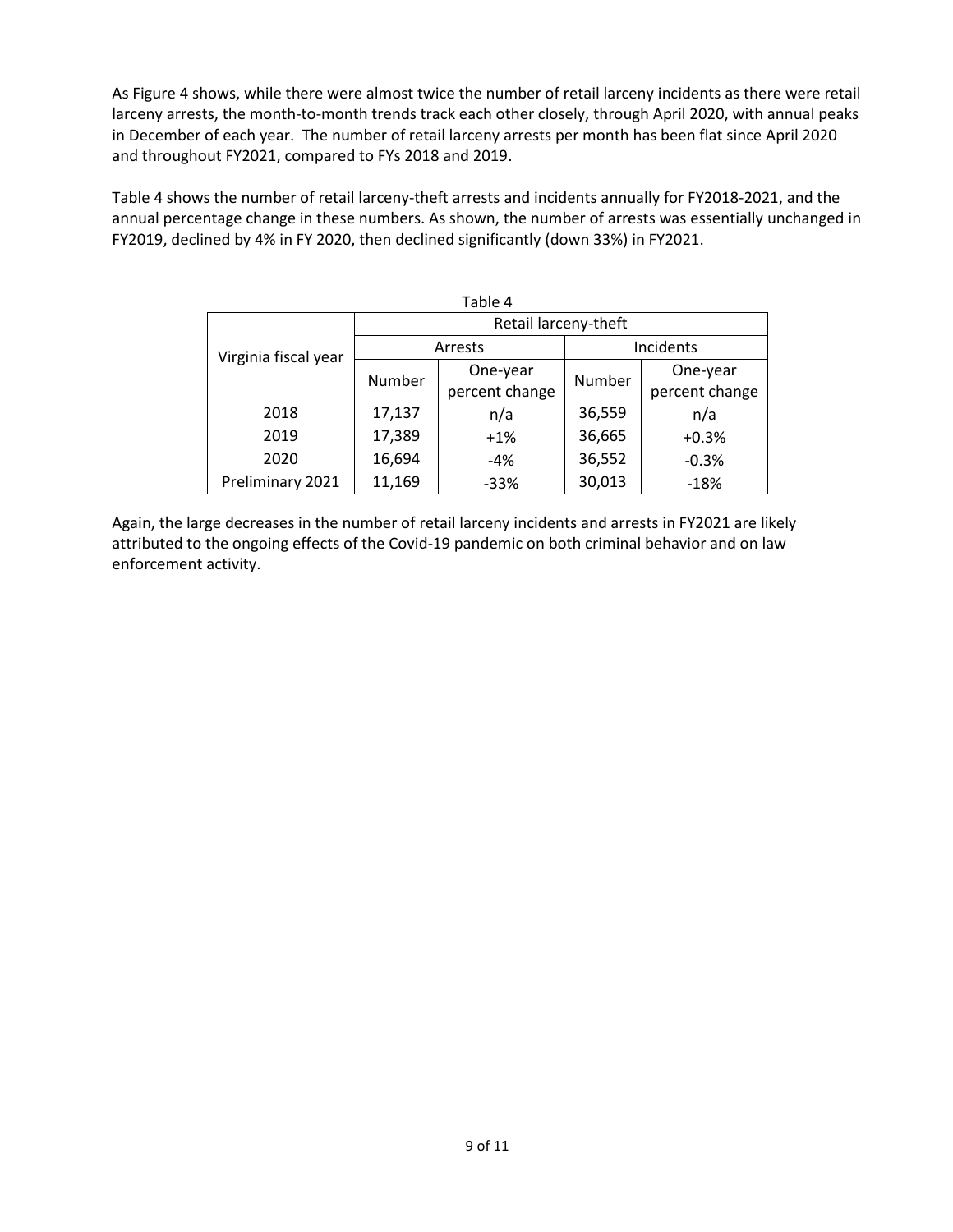As Figure 4 shows, while there were almost twice the number of retail larceny incidents as there were retail larceny arrests, the month-to-month trends track each other closely, through April 2020, with annual peaks in December of each year. The number of retail larceny arrests per month has been flat since April 2020 and throughout FY2021, compared to FYs 2018 and 2019.

Table 4 shows the number of retail larceny-theft arrests and incidents annually for FY2018-2021, and the annual percentage change in these numbers. As shown, the number of arrests was essentially unchanged in FY2019, declined by 4% in FY 2020, then declined significantly (down 33%) in FY2021.

Table 4

| Virginia fiscal year | Retail larceny-theft | | | |
|---|---|---|---|---|
| | Arrests | | Incidents | |
| | Number | One-year percent change | Number | One-year percent change |
| 2018 | 17,137 | n/a | 36,559 | n/a |
| 2019 | 17,389 | +1% | 36,665 | +0.3% |
| 2020 | 16,694 | -4% | 36,552 | -0.3% |
| Preliminary 2021 | 11,169 | -33% | 30,013 | -18% |

Again, the large decreases in the number of retail larceny incidents and arrests in FY2021 are likely attributed to the ongoing effects of the Covid-19 pandemic on both criminal behavior and on law enforcement activity.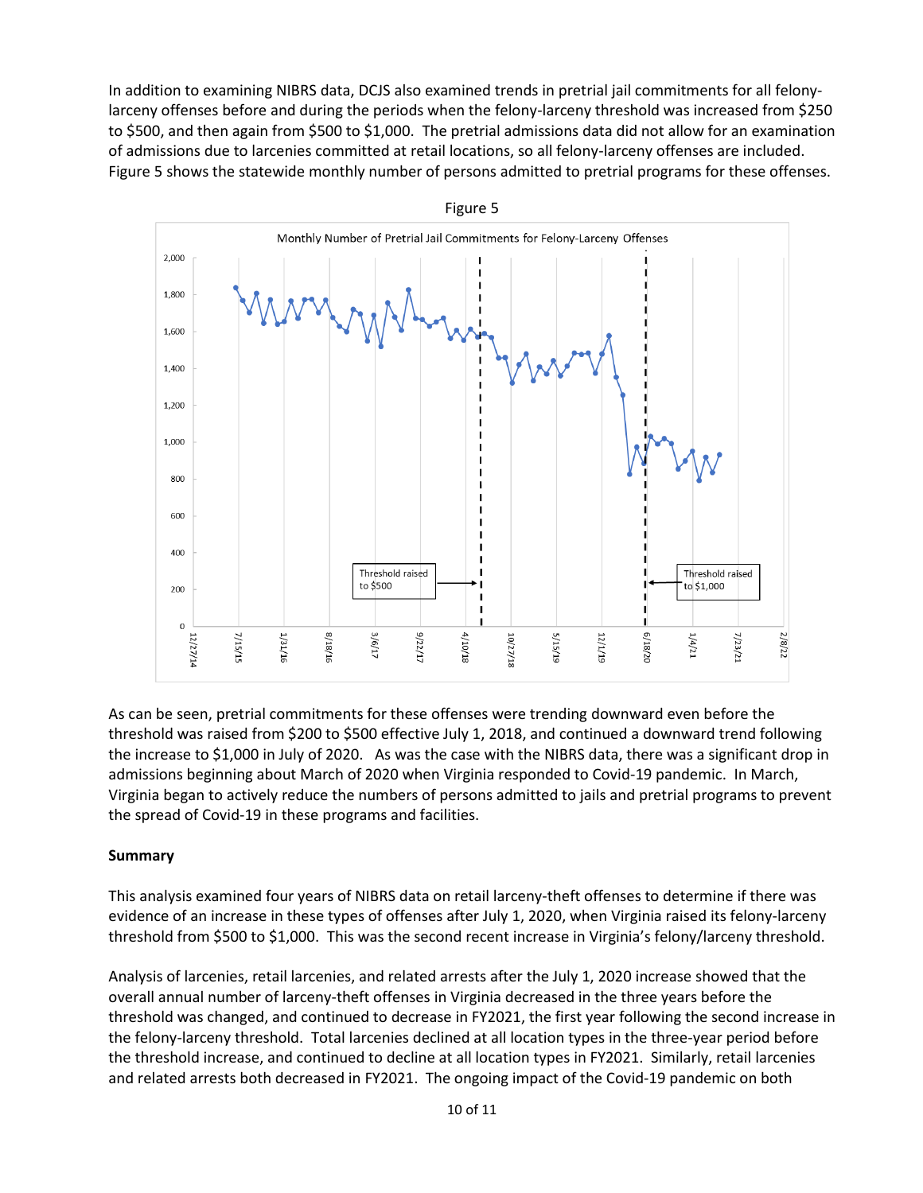In addition to examining NIBRS data, DCJS also examined trends in pretrial jail commitments for all felony-larceny offenses before and during the periods when the felony-larceny threshold was increased from $250 to $500, and then again from $500 to $1,000. The pretrial admissions data did not allow for an examination of admissions due to larcenies committed at retail locations, so all felony-larceny offenses are included. Figure 5 shows the statewide monthly number of persons admitted to pretrial programs for these offenses.

Figure 5

As can be seen, pretrial commitments for these offenses were trending downward even before the threshold was raised from $200 to $500 effective July 1, 2018, and continued a downward trend following the increase to $1,000 in July of 2020. As was the case with the NIBRS data, there was a significant drop in admissions beginning about March of 2020 when Virginia responded to Covid-19 pandemic. In March, Virginia began to actively reduce the numbers of persons admitted to jails and pretrial programs to prevent the spread of Covid-19 in these programs and facilities.

**Summary**

This analysis examined four years of NIBRS data on retail larceny-theft offenses to determine if there was evidence of an increase in these types of offenses after July 1, 2020, when Virginia raised its felony-larceny threshold from $500 to $1,000. This was the second recent increase in Virginia's felony/larceny threshold.

Analysis of larcenies, retail larcenies, and related arrests after the July 1, 2020 increase showed that the overall annual number of larceny-theft offenses in Virginia decreased in the three years before the threshold was changed, and continued to decrease in FY2021, the first year following the second increase in the felony-larceny threshold. Total larcenies declined at all location types in the three-year period before the threshold increase, and continued to decline at all location types in FY2021. Similarly, retail larcenies and related arrests both decreased in FY2021. The ongoing impact of the Covid-19 pandemic on both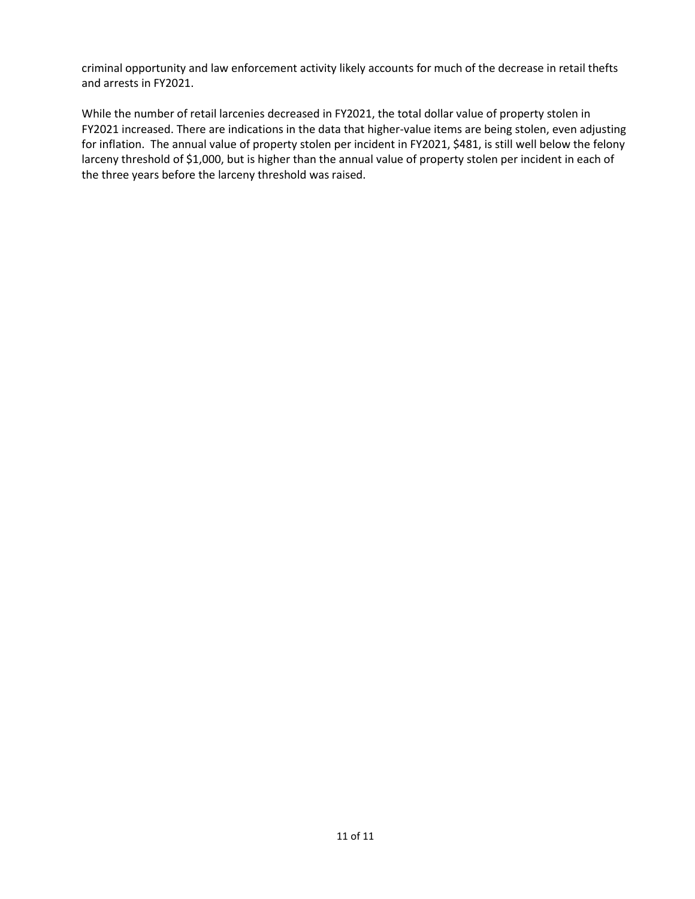criminal opportunity and law enforcement activity likely accounts for much of the decrease in retail thefts and arrests in FY2021.

While the number of retail larcenies decreased in FY2021, the total dollar value of property stolen in FY2021 increased. There are indications in the data that higher-value items are being stolen, even adjusting for inflation. The annual value of property stolen per incident in FY2021, $481, is still well below the felony larceny threshold of $1,000, but is higher than the annual value of property stolen per incident in each of the three years before the larceny threshold was raised.